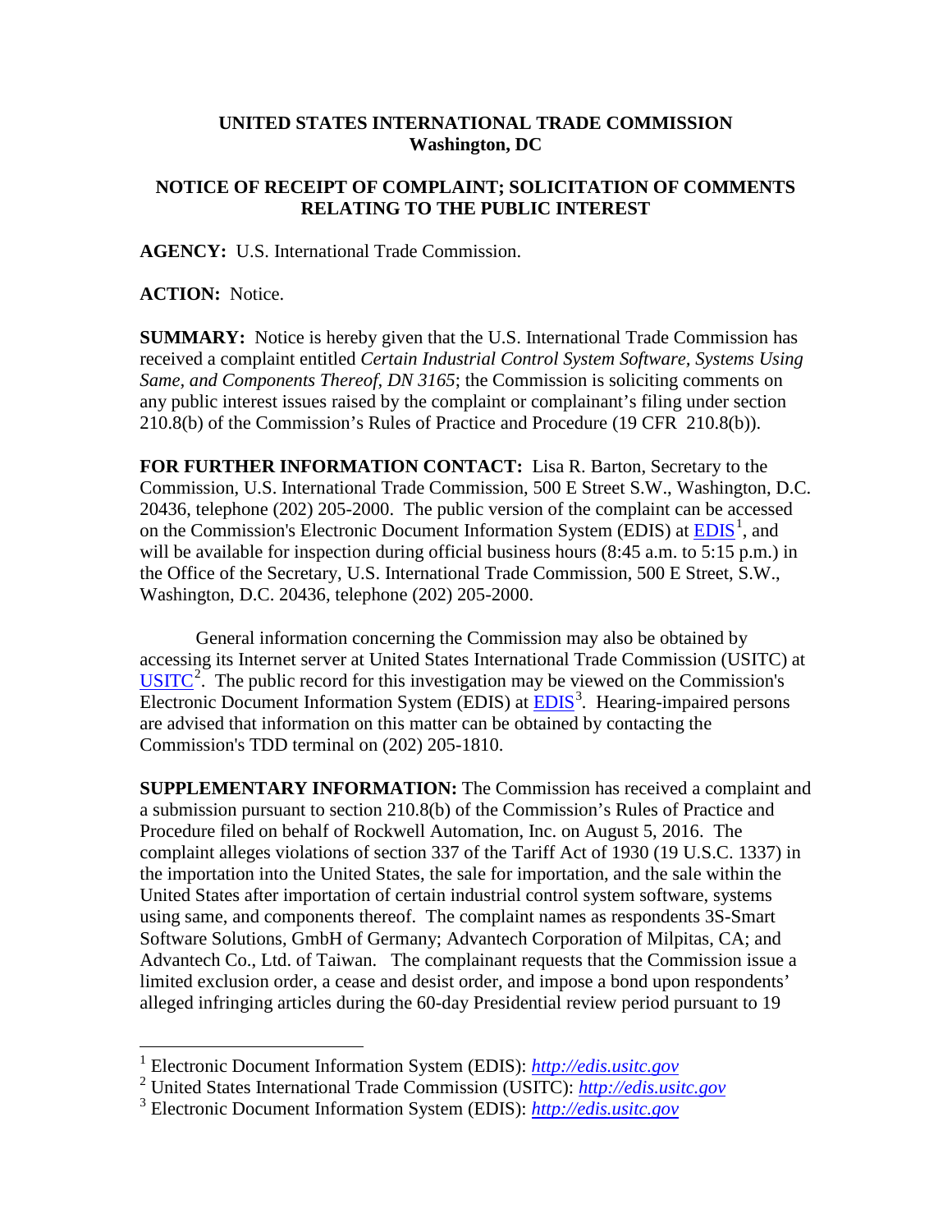**UNITED STATES INTERNATIONAL TRADE COMMISSION**
**Washington, DC**

**NOTICE OF RECEIPT OF COMPLAINT; SOLICITATION OF COMMENTS RELATING TO THE PUBLIC INTEREST**

**AGENCY:** U.S. International Trade Commission.

**ACTION:** Notice.

**SUMMARY:** Notice is hereby given that the U.S. International Trade Commission has received a complaint entitled *Certain Industrial Control System Software, Systems Using Same, and Components Thereof, DN 3165*; the Commission is soliciting comments on any public interest issues raised by the complaint or complainant's filing under section 210.8(b) of the Commission's Rules of Practice and Procedure (19 CFR 210.8(b)).

**FOR FURTHER INFORMATION CONTACT:** Lisa R. Barton, Secretary to the Commission, U.S. International Trade Commission, 500 E Street S.W., Washington, D.C. 20436, telephone (202) 205-2000. The public version of the complaint can be accessed on the Commission's Electronic Document Information System (EDIS) at EDIS[1], and will be available for inspection during official business hours (8:45 a.m. to 5:15 p.m.) in the Office of the Secretary, U.S. International Trade Commission, 500 E Street, S.W., Washington, D.C. 20436, telephone (202) 205-2000.

General information concerning the Commission may also be obtained by accessing its Internet server at United States International Trade Commission (USITC) at USITC[2]. The public record for this investigation may be viewed on the Commission's Electronic Document Information System (EDIS) at EDIS[3]. Hearing-impaired persons are advised that information on this matter can be obtained by contacting the Commission's TDD terminal on (202) 205-1810.

**SUPPLEMENTARY INFORMATION:** The Commission has received a complaint and a submission pursuant to section 210.8(b) of the Commission's Rules of Practice and Procedure filed on behalf of Rockwell Automation, Inc. on August 5, 2016. The complaint alleges violations of section 337 of the Tariff Act of 1930 (19 U.S.C. 1337) in the importation into the United States, the sale for importation, and the sale within the United States after importation of certain industrial control system software, systems using same, and components thereof. The complaint names as respondents 3S-Smart Software Solutions, GmbH of Germany; Advantech Corporation of Milpitas, CA; and Advantech Co., Ltd. of Taiwan. The complainant requests that the Commission issue a limited exclusion order, a cease and desist order, and impose a bond upon respondents' alleged infringing articles during the 60-day Presidential review period pursuant to 19

---

[1] Electronic Document Information System (EDIS): *http://edis.usitc.gov*

[2] United States International Trade Commission (USITC): *http://edis.usitc.gov*

[3] Electronic Document Information System (EDIS): *http://edis.usitc.gov*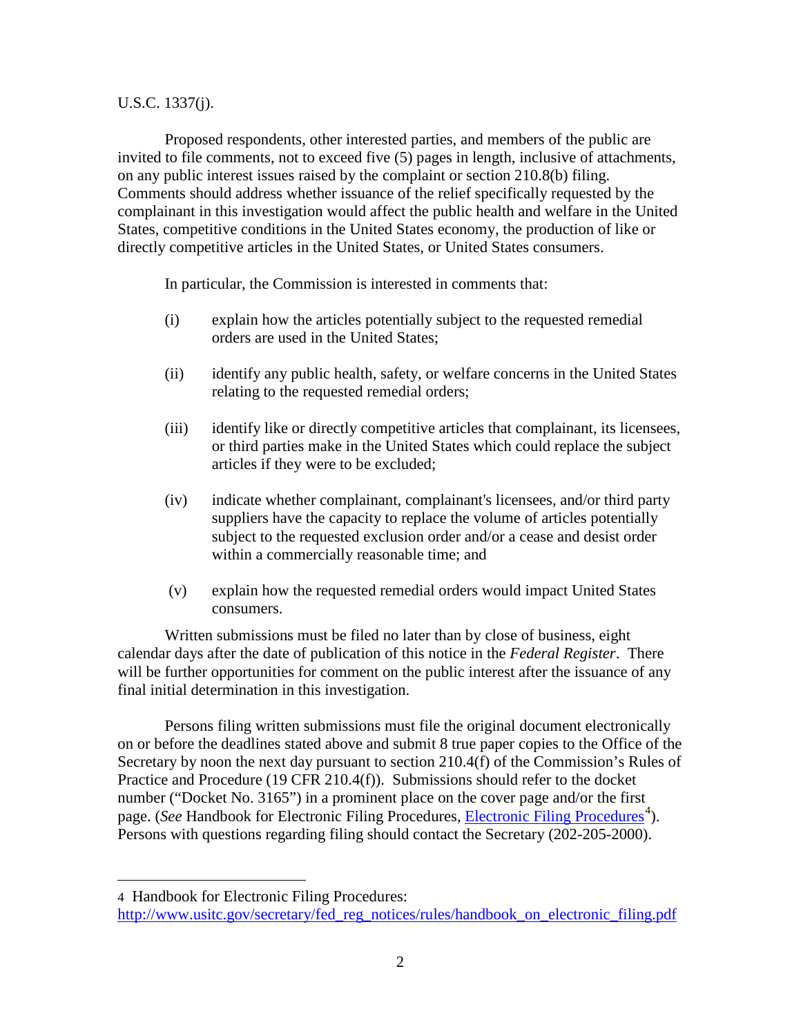U.S.C. 1337(j).

Proposed respondents, other interested parties, and members of the public are invited to file comments, not to exceed five (5) pages in length, inclusive of attachments, on any public interest issues raised by the complaint or section 210.8(b) filing. Comments should address whether issuance of the relief specifically requested by the complainant in this investigation would affect the public health and welfare in the United States, competitive conditions in the United States economy, the production of like or directly competitive articles in the United States, or United States consumers.

In particular, the Commission is interested in comments that:

(i) explain how the articles potentially subject to the requested remedial orders are used in the United States;

(ii) identify any public health, safety, or welfare concerns in the United States relating to the requested remedial orders;

(iii) identify like or directly competitive articles that complainant, its licensees, or third parties make in the United States which could replace the subject articles if they were to be excluded;

(iv) indicate whether complainant, complainant's licensees, and/or third party suppliers have the capacity to replace the volume of articles potentially subject to the requested exclusion order and/or a cease and desist order within a commercially reasonable time; and

(v) explain how the requested remedial orders would impact United States consumers.

Written submissions must be filed no later than by close of business, eight calendar days after the date of publication of this notice in the *Federal Register*. There will be further opportunities for comment on the public interest after the issuance of any final initial determination in this investigation.

Persons filing written submissions must file the original document electronically on or before the deadlines stated above and submit 8 true paper copies to the Office of the Secretary by noon the next day pursuant to section 210.4(f) of the Commission's Rules of Practice and Procedure (19 CFR 210.4(f)). Submissions should refer to the docket number ("Docket No. 3165") in a prominent place on the cover page and/or the first page. (*See* Handbook for Electronic Filing Procedures, [Electronic Filing Procedures](http://www.usitc.gov/secretary/fed_reg_notices/rules/handbook_on_electronic_filing.pdf)[4]). Persons with questions regarding filing should contact the Secretary (202-205-2000).

---

4 Handbook for Electronic Filing Procedures: http://www.usitc.gov/secretary/fed_reg_notices/rules/handbook_on_electronic_filing.pdf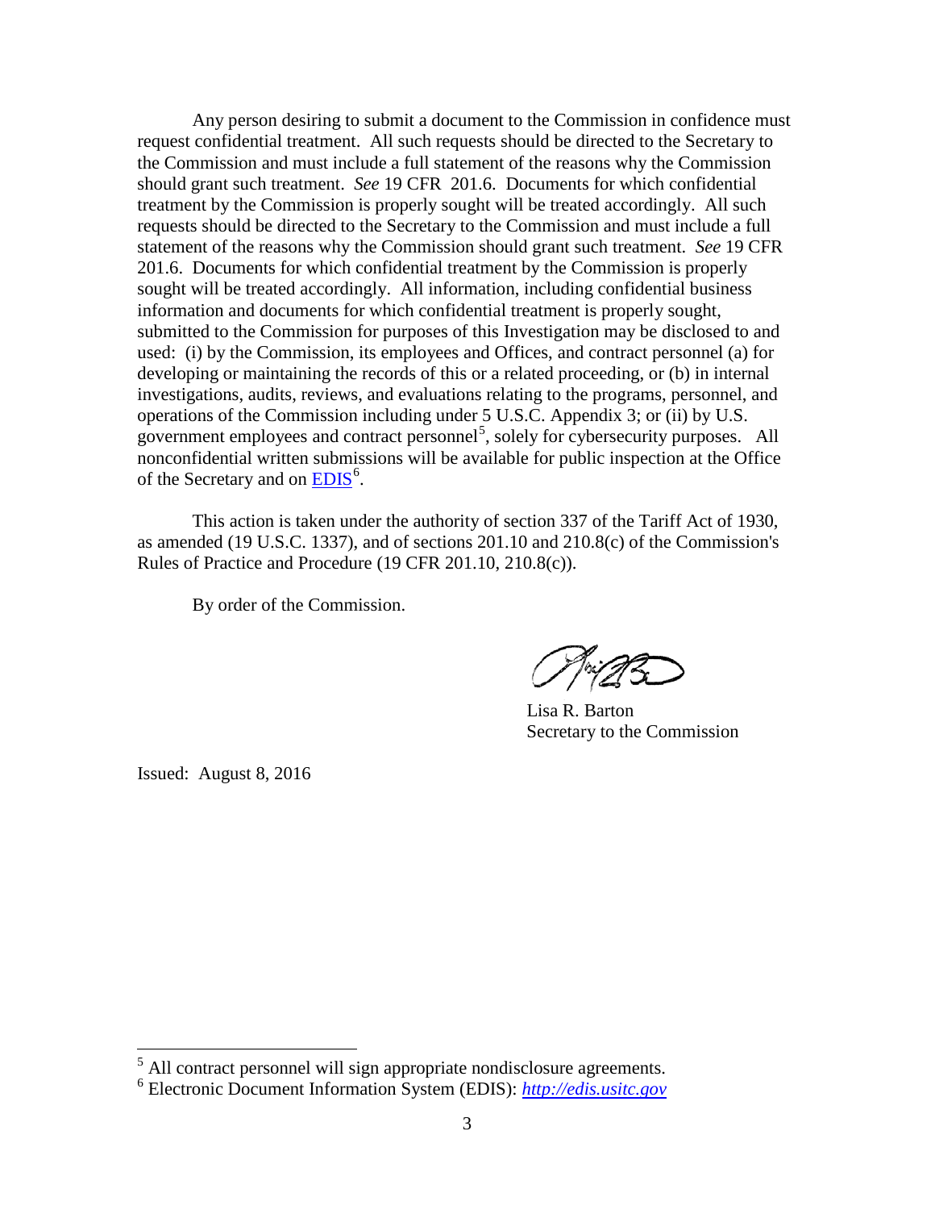Any person desiring to submit a document to the Commission in confidence must request confidential treatment. All such requests should be directed to the Secretary to the Commission and must include a full statement of the reasons why the Commission should grant such treatment. *See* 19 CFR 201.6. Documents for which confidential treatment by the Commission is properly sought will be treated accordingly. All such requests should be directed to the Secretary to the Commission and must include a full statement of the reasons why the Commission should grant such treatment. *See* 19 CFR 201.6. Documents for which confidential treatment by the Commission is properly sought will be treated accordingly. All information, including confidential business information and documents for which confidential treatment is properly sought, submitted to the Commission for purposes of this Investigation may be disclosed to and used: (i) by the Commission, its employees and Offices, and contract personnel (a) for developing or maintaining the records of this or a related proceeding, or (b) in internal investigations, audits, reviews, and evaluations relating to the programs, personnel, and operations of the Commission including under 5 U.S.C. Appendix 3; or (ii) by U.S. government employees and contract personnel[5], solely for cybersecurity purposes. All nonconfidential written submissions will be available for public inspection at the Office of the Secretary and on EDIS[6].

This action is taken under the authority of section 337 of the Tariff Act of 1930, as amended (19 U.S.C. 1337), and of sections 201.10 and 210.8(c) of the Commission's Rules of Practice and Procedure (19 CFR 201.10, 210.8(c)).

By order of the Commission.

Lisa R. Barton
Secretary to the Commission

Issued: August 8, 2016

---

[5] All contract personnel will sign appropriate nondisclosure agreements.

[6] Electronic Document Information System (EDIS): *http://edis.usitc.gov*